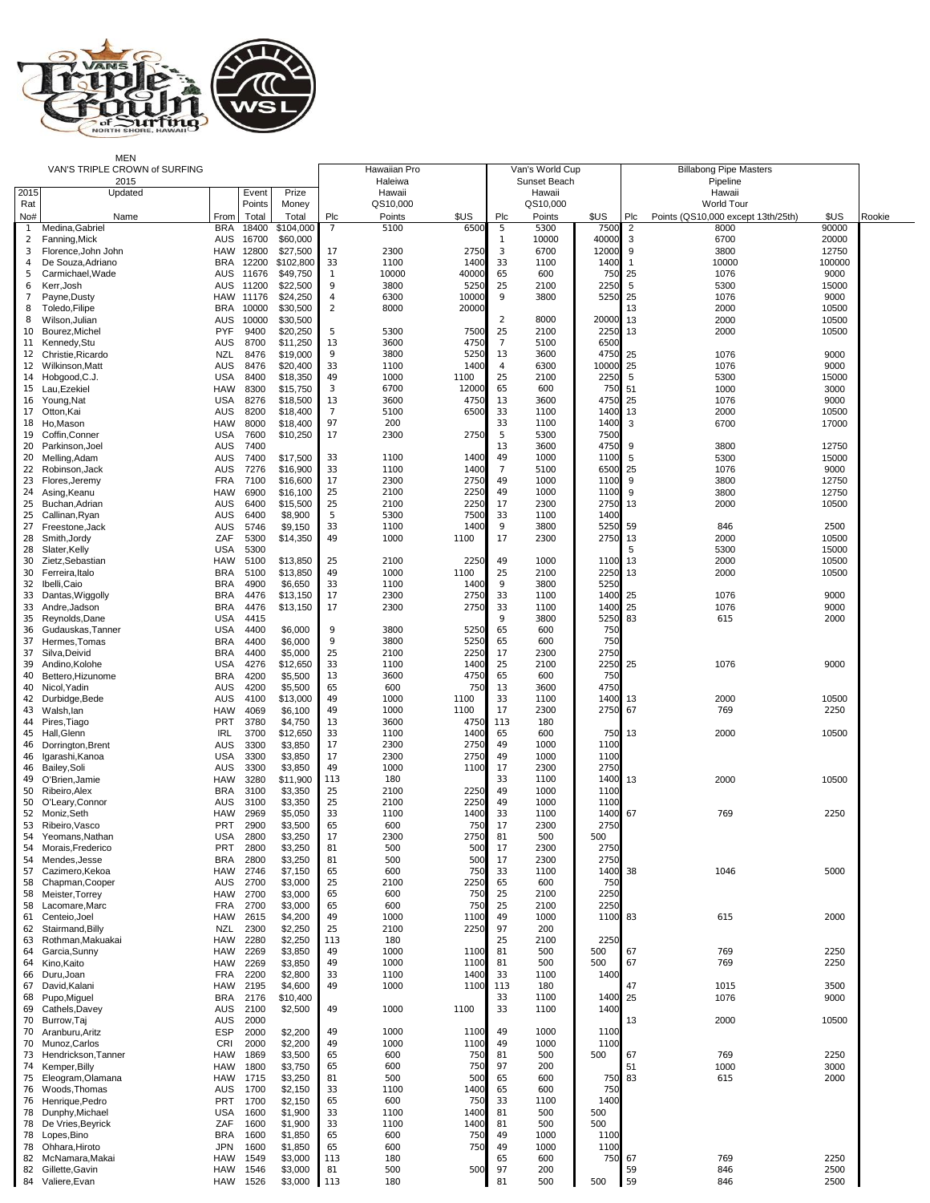MEN

VAN'S TRIPLE CROWN of SURFING 2015

| 2015 Rat No# | Updated Name | From | Event Points Total | Prize Money Total | Hawaiian Pro Haleiwa Hawaii QS10,000 Plc | Points | $US | Van's World Cup Sunset Beach Hawaii QS10,000 Plc | Points | $US | Billabong Pipe Masters Pipeline Hawaii World Tour Plc | Points (QS10,000 except 13th/25th) | $US | Rookie |
|---|---|---|---|---|---|---|---|---|---|---|---|---|---|---|
| 1 | Medina,Gabriel | BRA | 18400 | $104,000 | 7 | 5100 | 6500 | 5 | 5300 | 7500 | 2 | 8000 | 90000 | |
| 2 | Fanning,Mick | AUS | 16700 | $60,000 | | | | 1 | 10000 | 40000 | 3 | 6700 | 20000 | |
| 3 | Florence,John John | HAW | 12800 | $27,500 | 17 | 2300 | 2750 | 3 | 6700 | 12000 | 9 | 3800 | 12750 | |
| 4 | De Souza,Adriano | BRA | 12200 | $102,800 | 33 | 1100 | 1400 | 33 | 1100 | 1400 | 1 | 10000 | 100000 | |
| 5 | Carmichael,Wade | AUS | 11676 | $49,750 | 1 | 10000 | 40000 | 65 | 600 | 750 | 25 | 1076 | 9000 | |
| 6 | Kerr,Josh | AUS | 11200 | $22,500 | 9 | 3800 | 5250 | 25 | 2100 | 2250 | 5 | 5300 | 15000 | |
| 7 | Payne,Dusty | HAW | 11176 | $24,250 | 4 | 6300 | 10000 | 9 | 3800 | 5250 | 25 | 1076 | 9000 | |
| 8 | Toledo,Filipe | BRA | 10000 | $30,500 | 2 | 8000 | 20000 | | | | 13 | 2000 | 10500 | |
| 8 | Wilson,Julian | AUS | 10000 | $30,500 | | | | 2 | 8000 | 20000 | 13 | 2000 | 10500 | |
| 10 | Bourez,Michel | PYF | 9400 | $20,250 | 5 | 5300 | 7500 | 25 | 2100 | 2250 | 13 | 2000 | 10500 | |
| 11 | Kennedy,Stu | AUS | 8700 | $11,250 | 13 | 3600 | 4750 | 7 | 5100 | 6500 | | | | |
| 12 | Christie,Ricardo | NZL | 8476 | $19,000 | 9 | 3800 | 5250 | 13 | 3600 | 4750 | 25 | 1076 | 9000 | |
| 12 | Wilkinson,Matt | AUS | 8476 | $20,400 | 33 | 1100 | 1400 | 4 | 6300 | 10000 | 25 | 1076 | 9000 | |
| 14 | Hobgood,C.J. | USA | 8400 | $18,350 | 49 | 1000 | 1100 | 25 | 2100 | 2250 | 5 | 5300 | 15000 | |
| 15 | Lau,Ezekiel | HAW | 8300 | $15,750 | 3 | 6700 | 12000 | 65 | 600 | 750 | 51 | 1000 | 3000 | |
| 16 | Young,Nat | USA | 8276 | $18,500 | 13 | 3600 | 4750 | 13 | 3600 | 4750 | 25 | 1076 | 9000 | |
| 17 | Otton,Kai | AUS | 8200 | $18,400 | 7 | 5100 | 6500 | 33 | 1100 | 1400 | 13 | 2000 | 10500 | |
| 18 | Ho,Mason | HAW | 8000 | $18,400 | 97 | 200 | | 33 | 1100 | 1400 | 3 | 6700 | 17000 | |
| 19 | Coffin,Conner | USA | 7600 | $10,250 | 17 | 2300 | 2750 | 5 | 5300 | 7500 | | | | |
| 20 | Parkinson,Joel | AUS | 7400 | | | | | 13 | 3600 | 4750 | 9 | 3800 | 12750 | |
| 20 | Melling,Adam | AUS | 7400 | $17,500 | 33 | 1100 | 1400 | 49 | 1000 | 1100 | 5 | 5300 | 15000 | |
| 22 | Robinson,Jack | AUS | 7276 | $16,900 | 33 | 1100 | 1400 | 7 | 5100 | 6500 | 25 | 1076 | 9000 | |
| 23 | Flores,Jeremy | FRA | 7100 | $16,600 | 17 | 2300 | 2750 | 49 | 1000 | 1100 | 9 | 3800 | 12750 | |
| 24 | Asing,Keanu | HAW | 6900 | $16,100 | 25 | 2100 | 2250 | 49 | 1000 | 1100 | 9 | 3800 | 12750 | |
| 25 | Buchan,Adrian | AUS | 6400 | $15,500 | 25 | 2100 | 2250 | 17 | 2300 | 2750 | 13 | 2000 | 10500 | |
| 25 | Callinan,Ryan | AUS | 6400 | $8,900 | 5 | 5300 | 7500 | 33 | 1100 | 1400 | | | | |
| 27 | Freestone,Jack | AUS | 5746 | $9,150 | 33 | 1100 | 1400 | 9 | 3800 | 5250 | 59 | 846 | 2500 | |
| 28 | Smith,Jordy | ZAF | 5300 | $14,350 | 49 | 1000 | 1100 | 17 | 2300 | 2750 | 13 | 2000 | 10500 | |
| 28 | Slater,Kelly | USA | 5300 | | | | | | | | 5 | 5300 | 15000 | |
| 30 | Zietz,Sebastian | HAW | 5100 | $13,850 | 25 | 2100 | 2250 | 49 | 1000 | 1100 | 13 | 2000 | 10500 | |
| 30 | Ferreira,Italo | BRA | 5100 | $13,850 | 49 | 1000 | 1100 | 25 | 2100 | 2250 | 13 | 2000 | 10500 | |
| 32 | Ibelli,Caio | BRA | 4900 | $6,650 | 33 | 1100 | 1400 | 9 | 3800 | 5250 | | | | |
| 33 | Dantas,Wiggolly | BRA | 4476 | $13,150 | 17 | 2300 | 2750 | 33 | 1100 | 1400 | 25 | 1076 | 9000 | |
| 33 | Andre,Jadson | BRA | 4476 | $13,150 | 17 | 2300 | 2750 | 33 | 1100 | 1400 | 25 | 1076 | 9000 | |
| 35 | Reynolds,Dane | USA | 4415 | | | | | 9 | 3800 | 5250 | 83 | 615 | 2000 | |
| 36 | Gudauskas,Tanner | USA | 4400 | $6,000 | 9 | 3800 | 5250 | 65 | 600 | 750 | | | | |
| 37 | Hermes,Tomas | BRA | 4400 | $6,000 | 9 | 3800 | 5250 | 65 | 600 | 750 | | | | |
| 37 | Silva,Deivid | BRA | 4400 | $5,000 | 25 | 2100 | 2250 | 17 | 2300 | 2750 | | | | |
| 39 | Andino,Kolohe | USA | 4276 | $12,650 | 33 | 1100 | 1400 | 25 | 2100 | 2250 | 25 | 1076 | 9000 | |
| 40 | Bettero,Hizunome | BRA | 4200 | $5,500 | 13 | 3600 | 4750 | 65 | 600 | 750 | | | | |
| 40 | Nicol,Yadin | AUS | 4200 | $5,500 | 65 | 600 | 750 | 13 | 3600 | 4750 | | | | |
| 42 | Durbidge,Bede | AUS | 4100 | $13,000 | 49 | 1000 | 1100 | 33 | 1100 | 1400 | 13 | 2000 | 10500 | |
| 43 | Walsh,Ian | HAW | 4069 | $6,100 | 49 | 1000 | 1100 | 17 | 2300 | 2750 | 67 | 769 | 2250 | |
| 44 | Pires,Tiago | PRT | 3780 | $4,750 | 13 | 3600 | 4750 | 113 | 180 | | | | | |
| 45 | Hall,Glenn | IRL | 3700 | $12,650 | 33 | 1100 | 1400 | 65 | 600 | 750 | 13 | 2000 | 10500 | |
| 46 | Dorrington,Brent | AUS | 3300 | $3,850 | 17 | 2300 | 2750 | 49 | 1000 | 1100 | | | | |
| 46 | Igarashi,Kanoa | USA | 3300 | $3,850 | 17 | 2300 | 2750 | 49 | 1000 | 1100 | | | | |
| 46 | Bailey,Soli | AUS | 3300 | $3,850 | 49 | 1000 | 1100 | 17 | 2300 | 2750 | | | | |
| 49 | O'Brien,Jamie | HAW | 3280 | $11,900 | 113 | 180 | | 33 | 1100 | 1400 | 13 | 2000 | 10500 | |
| 50 | Ribeiro,Alex | BRA | 3100 | $3,350 | 25 | 2100 | 2250 | 49 | 1000 | 1100 | | | | |
| 50 | O'Leary,Connor | AUS | 3100 | $3,350 | 25 | 2100 | 2250 | 49 | 1000 | 1100 | | | | |
| 52 | Moniz,Seth | HAW | 2969 | $5,050 | 33 | 1100 | 1400 | 33 | 1100 | 1400 | 67 | 769 | 2250 | |
| 53 | Ribeiro,Vasco | PRT | 2900 | $3,500 | 65 | 600 | 750 | 17 | 2300 | 2750 | | | | |
| 54 | Yeomans,Nathan | USA | 2800 | $3,250 | 17 | 2300 | 2750 | 81 | 500 | 500 | | | | |
| 54 | Morais,Frederico | PRT | 2800 | $3,250 | 81 | 500 | 500 | 17 | 2300 | 2750 | | | | |
| 54 | Mendes,Jesse | BRA | 2800 | $3,250 | 81 | 500 | 500 | 17 | 2300 | 2750 | | | | |
| 57 | Cazimero,Kekoa | HAW | 2746 | $7,150 | 65 | 600 | 750 | 33 | 1100 | 1400 | 38 | 1046 | 5000 | |
| 58 | Chapman,Cooper | AUS | 2700 | $3,000 | 25 | 2100 | 2250 | 65 | 600 | 750 | | | | |
| 58 | Meister,Torrey | HAW | 2700 | $3,000 | 65 | 600 | 750 | 25 | 2100 | 2250 | | | | |
| 58 | Lacomare,Marc | FRA | 2700 | $3,000 | 65 | 600 | 750 | 25 | 2100 | 2250 | | | | |
| 61 | Centeio,Joel | HAW | 2615 | $4,200 | 49 | 1000 | 1100 | 49 | 1000 | 1100 | 83 | 615 | 2000 | |
| 62 | Stairmand,Billy | NZL | 2300 | $2,250 | 25 | 2100 | 2250 | 97 | 200 | | | | | |
| 63 | Rothman,Makuakai | HAW | 2280 | $2,250 | 113 | 180 | | 25 | 2100 | 2250 | | | | |
| 64 | Garcia,Sunny | HAW | 2269 | $3,850 | 49 | 1000 | 1100 | 81 | 500 | 500 | 67 | 769 | 2250 | |
| 64 | Kino,Kaito | HAW | 2269 | $3,850 | 49 | 1000 | 1100 | 81 | 500 | 500 | 67 | 769 | 2250 | |
| 66 | Duru,Joan | FRA | 2200 | $2,800 | 33 | 1100 | 1400 | 33 | 1100 | 1400 | | | | |
| 67 | David,Kalani | HAW | 2195 | $4,600 | 49 | 1000 | 1100 | 113 | 180 | | 47 | 1015 | 3500 | |
| 68 | Pupo,Miguel | BRA | 2176 | $10,400 | | | | 33 | 1100 | 1400 | 25 | 1076 | 9000 | |
| 69 | Cathels,Davey | AUS | 2100 | $2,500 | 49 | 1000 | 1100 | 33 | 1100 | 1400 | | | | |
| 70 | Burrow,Taj | AUS | 2000 | | | | | | | | 13 | 2000 | 10500 | |
| 70 | Aranburu,Aritz | ESP | 2000 | $2,200 | 49 | 1000 | 1100 | 49 | 1000 | 1100 | | | | |
| 70 | Munoz,Carlos | CRI | 2000 | $2,200 | 49 | 1000 | 1100 | 49 | 1000 | 1100 | | | | |
| 73 | Hendrickson,Tanner | HAW | 1869 | $3,500 | 65 | 600 | 750 | 81 | 500 | 500 | 67 | 769 | 2250 | |
| 74 | Kemper,Billy | HAW | 1800 | $3,750 | 65 | 600 | 750 | 97 | 200 | | 51 | 1000 | 3000 | |
| 75 | Eleogram,Olamana | HAW | 1715 | $3,250 | 81 | 500 | 500 | 65 | 600 | 750 | 83 | 615 | 2000 | |
| 76 | Woods,Thomas | AUS | 1700 | $2,150 | 33 | 1100 | 1400 | 65 | 600 | 750 | | | | |
| 76 | Henrique,Pedro | PRT | 1700 | $2,150 | 65 | 600 | 750 | 33 | 1100 | 1400 | | | | |
| 78 | Dunphy,Michael | USA | 1600 | $1,900 | 33 | 1100 | 1400 | 81 | 500 | 500 | | | | |
| 78 | De Vries,Beyrick | ZAF | 1600 | $1,900 | 33 | 1100 | 1400 | 81 | 500 | 500 | | | | |
| 78 | Lopes,Bino | BRA | 1600 | $1,850 | 65 | 600 | 750 | 49 | 1000 | 1100 | | | | |
| 78 | Ohhara,Hiroto | JPN | 1600 | $1,850 | 65 | 600 | 750 | 49 | 1000 | 1100 | | | | |
| 82 | McNamara,Makai | HAW | 1549 | $3,000 | 113 | 180 | | 65 | 600 | 750 | 67 | 769 | 2250 | |
| 82 | Gillette,Gavin | HAW | 1546 | $3,000 | 81 | 500 | 500 | 97 | 200 | | 59 | 846 | 2500 | |
| 84 | Valiere,Evan | HAW | 1526 | $3,000 | 113 | 180 | | 81 | 500 | 500 | 59 | 846 | 2500 | |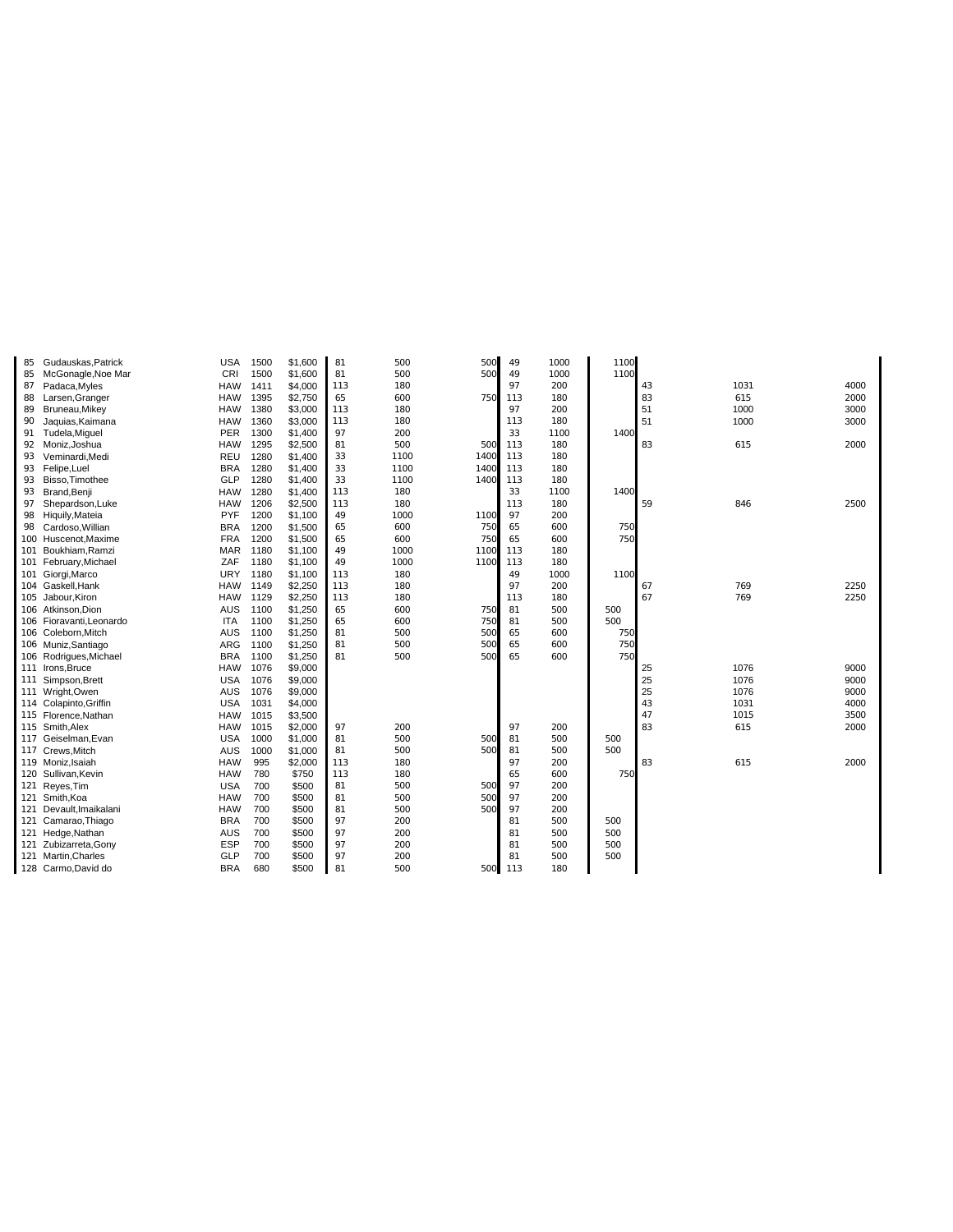| | | | | | | | | | | | | | |
|---|---|---|---|---|---|---|---|---|---|---|---|---|---|
| 85 | Gudauskas,Patrick | USA | 1500 | $1,600 | 81 | 500 | 500 | 49 | 1000 | 1100 | | | |
| 85 | McGonagle,Noe Mar | CRI | 1500 | $1,600 | 81 | 500 | 500 | 49 | 1000 | 1100 | | | |
| 87 | Padaca,Myles | HAW | 1411 | $4,000 | 113 | 180 | | 97 | 200 | | 43 | 1031 | 4000 |
| 88 | Larsen,Granger | HAW | 1395 | $2,750 | 65 | 600 | 750 | 113 | 180 | | 83 | 615 | 2000 |
| 89 | Bruneau,Mikey | HAW | 1380 | $3,000 | 113 | 180 | | 97 | 200 | | 51 | 1000 | 3000 |
| 90 | Jaquias,Kaimana | HAW | 1360 | $3,000 | 113 | 180 | | 113 | 180 | | 51 | 1000 | 3000 |
| 91 | Tudela,Miguel | PER | 1300 | $1,400 | 97 | 200 | | 33 | 1100 | 1400 | | | |
| 92 | Moniz,Joshua | HAW | 1295 | $2,500 | 81 | 500 | 500 | 113 | 180 | | 83 | 615 | 2000 |
| 93 | Veminardi,Medi | REU | 1280 | $1,400 | 33 | 1100 | 1400 | 113 | 180 | | | | |
| 93 | Felipe,Luel | BRA | 1280 | $1,400 | 33 | 1100 | 1400 | 113 | 180 | | | | |
| 93 | Bisso,Timothee | GLP | 1280 | $1,400 | 33 | 1100 | 1400 | 113 | 180 | | | | |
| 93 | Brand,Benji | HAW | 1280 | $1,400 | 113 | 180 | | 33 | 1100 | 1400 | | | |
| 97 | Shepardson,Luke | HAW | 1206 | $2,500 | 113 | 180 | | 113 | 180 | | 59 | 846 | 2500 |
| 98 | Hiquily,Mateia | PYF | 1200 | $1,100 | 49 | 1000 | 1100 | 97 | 200 | | | | |
| 98 | Cardoso,Willian | BRA | 1200 | $1,500 | 65 | 600 | 750 | 65 | 600 | 750 | | | |
| 100 | Huscenot,Maxime | FRA | 1200 | $1,500 | 65 | 600 | 750 | 65 | 600 | 750 | | | |
| 101 | Boukhiam,Ramzi | MAR | 1180 | $1,100 | 49 | 1000 | 1100 | 113 | 180 | | | | |
| 101 | February,Michael | ZAF | 1180 | $1,100 | 49 | 1000 | 1100 | 113 | 180 | | | | |
| 101 | Giorgi,Marco | URY | 1180 | $1,100 | 113 | 180 | | 49 | 1000 | 1100 | | | |
| 104 | Gaskell,Hank | HAW | 1149 | $2,250 | 113 | 180 | | 97 | 200 | | 67 | 769 | 2250 |
| 105 | Jabour,Kiron | HAW | 1129 | $2,250 | 113 | 180 | | 113 | 180 | | 67 | 769 | 2250 |
| 106 | Atkinson,Dion | AUS | 1100 | $1,250 | 65 | 600 | 750 | 81 | 500 | 500 | | | |
| 106 | Fioravanti,Leonardo | ITA | 1100 | $1,250 | 65 | 600 | 750 | 81 | 500 | 500 | | | |
| 106 | Coleborn,Mitch | AUS | 1100 | $1,250 | 81 | 500 | 500 | 65 | 600 | 750 | | | |
| 106 | Muniz,Santiago | ARG | 1100 | $1,250 | 81 | 500 | 500 | 65 | 600 | 750 | | | |
| 106 | Rodrigues,Michael | BRA | 1100 | $1,250 | 81 | 500 | 500 | 65 | 600 | 750 | | | |
| 111 | Irons,Bruce | HAW | 1076 | $9,000 | | | | | | | 25 | 1076 | 9000 |
| 111 | Simpson,Brett | USA | 1076 | $9,000 | | | | | | | 25 | 1076 | 9000 |
| 111 | Wright,Owen | AUS | 1076 | $9,000 | | | | | | | 25 | 1076 | 9000 |
| 114 | Colapinto,Griffin | USA | 1031 | $4,000 | | | | | | | 43 | 1031 | 4000 |
| 115 | Florence,Nathan | HAW | 1015 | $3,500 | | | | | | | 47 | 1015 | 3500 |
| 115 | Smith,Alex | HAW | 1015 | $2,000 | 97 | 200 | | 97 | 200 | | 83 | 615 | 2000 |
| 117 | Geiselman,Evan | USA | 1000 | $1,000 | 81 | 500 | 500 | 81 | 500 | 500 | | | |
| 117 | Crews,Mitch | AUS | 1000 | $1,000 | 81 | 500 | 500 | 81 | 500 | 500 | | | |
| 119 | Moniz,Isaiah | HAW | 995 | $2,000 | 113 | 180 | | 97 | 200 | | 83 | 615 | 2000 |
| 120 | Sullivan,Kevin | HAW | 780 | $750 | 113 | 180 | | 65 | 600 | 750 | | | |
| 121 | Reyes,Tim | USA | 700 | $500 | 81 | 500 | 500 | 97 | 200 | | | | |
| 121 | Smith,Koa | HAW | 700 | $500 | 81 | 500 | 500 | 97 | 200 | | | | |
| 121 | Devault,Imaikalani | HAW | 700 | $500 | 81 | 500 | 500 | 97 | 200 | | | | |
| 121 | Camarao,Thiago | BRA | 700 | $500 | 97 | 200 | | 81 | 500 | 500 | | | |
| 121 | Hedge,Nathan | AUS | 700 | $500 | 97 | 200 | | 81 | 500 | 500 | | | |
| 121 | Zubizarreta,Gony | ESP | 700 | $500 | 97 | 200 | | 81 | 500 | 500 | | | |
| 121 | Martin,Charles | GLP | 700 | $500 | 97 | 200 | | 81 | 500 | 500 | | | |
| 128 | Carmo,David do | BRA | 680 | $500 | 81 | 500 | 500 | 113 | 180 | | | | |